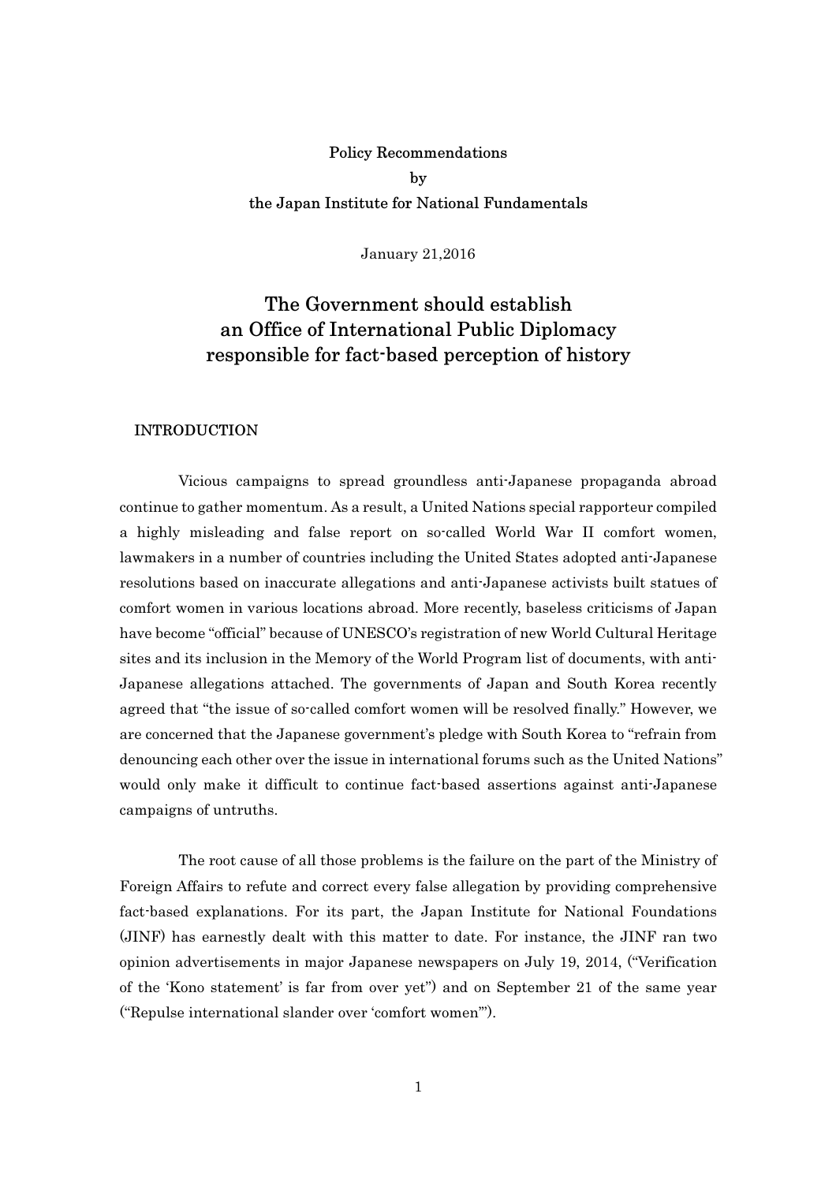Policy Recommendations
by
the Japan Institute for National Fundamentals

January 21,2016

# The Government should establish an Office of International Public Diplomacy responsible for fact-based perception of history

## INTRODUCTION

Vicious campaigns to spread groundless anti-Japanese propaganda abroad continue to gather momentum. As a result, a United Nations special rapporteur compiled a highly misleading and false report on so-called World War II comfort women, lawmakers in a number of countries including the United States adopted anti-Japanese resolutions based on inaccurate allegations and anti-Japanese activists built statues of comfort women in various locations abroad. More recently, baseless criticisms of Japan have become "official" because of UNESCO's registration of new World Cultural Heritage sites and its inclusion in the Memory of the World Program list of documents, with anti-Japanese allegations attached. The governments of Japan and South Korea recently agreed that "the issue of so-called comfort women will be resolved finally." However, we are concerned that the Japanese government's pledge with South Korea to "refrain from denouncing each other over the issue in international forums such as the United Nations" would only make it difficult to continue fact-based assertions against anti-Japanese campaigns of untruths.

The root cause of all those problems is the failure on the part of the Ministry of Foreign Affairs to refute and correct every false allegation by providing comprehensive fact-based explanations. For its part, the Japan Institute for National Foundations (JINF) has earnestly dealt with this matter to date. For instance, the JINF ran two opinion advertisements in major Japanese newspapers on July 19, 2014, ("Verification of the 'Kono statement' is far from over yet") and on September 21 of the same year ("Repulse international slander over 'comfort women'").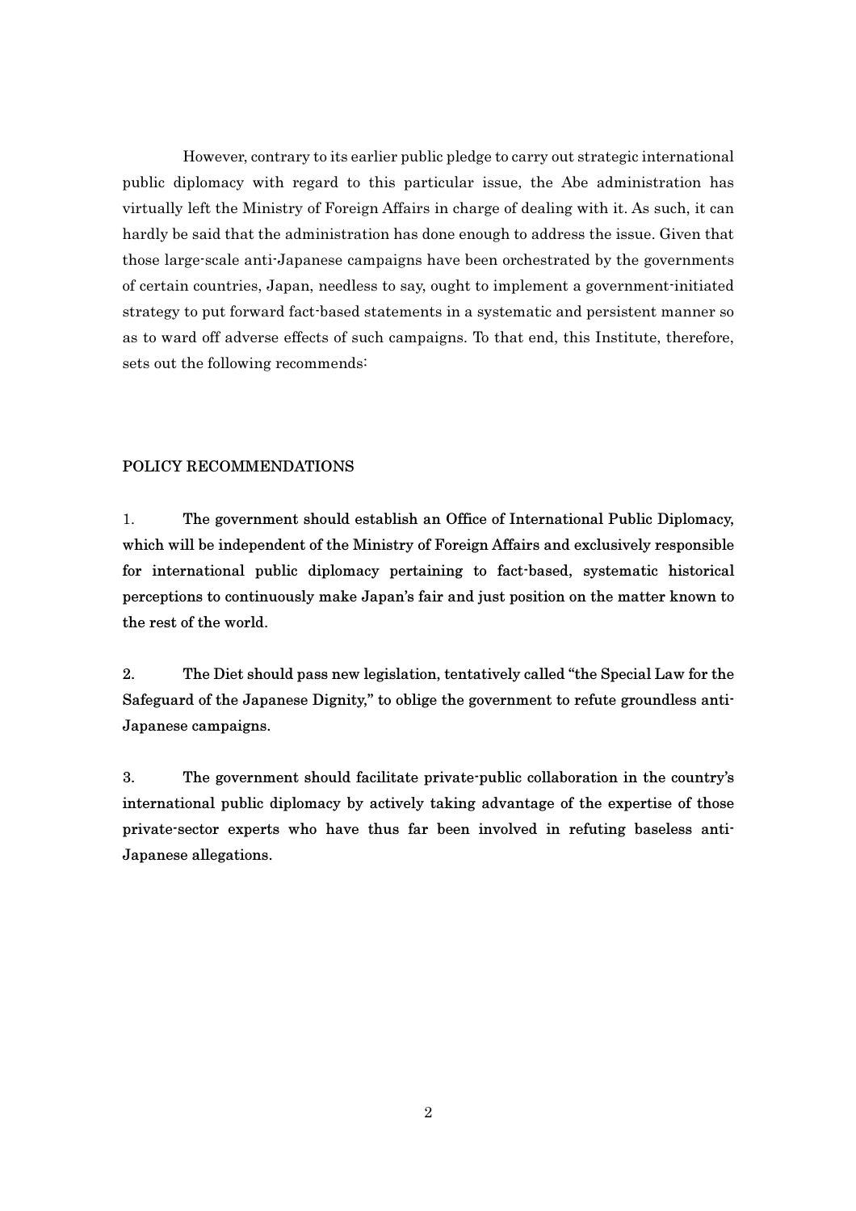However, contrary to its earlier public pledge to carry out strategic international public diplomacy with regard to this particular issue, the Abe administration has virtually left the Ministry of Foreign Affairs in charge of dealing with it. As such, it can hardly be said that the administration has done enough to address the issue. Given that those large-scale anti-Japanese campaigns have been orchestrated by the governments of certain countries, Japan, needless to say, ought to implement a government-initiated strategy to put forward fact-based statements in a systematic and persistent manner so as to ward off adverse effects of such campaigns. To that end, this Institute, therefore, sets out the following recommends:

## POLICY RECOMMENDATIONS

1. **The government should establish an Office of International Public Diplomacy, which will be independent of the Ministry of Foreign Affairs and exclusively responsible for international public diplomacy pertaining to fact-based, systematic historical perceptions to continuously make Japan's fair and just position on the matter known to the rest of the world.**

2. **The Diet should pass new legislation, tentatively called "the Special Law for the Safeguard of the Japanese Dignity," to oblige the government to refute groundless anti-Japanese campaigns.**

3. **The government should facilitate private-public collaboration in the country's international public diplomacy by actively taking advantage of the expertise of those private-sector experts who have thus far been involved in refuting baseless anti-Japanese allegations.**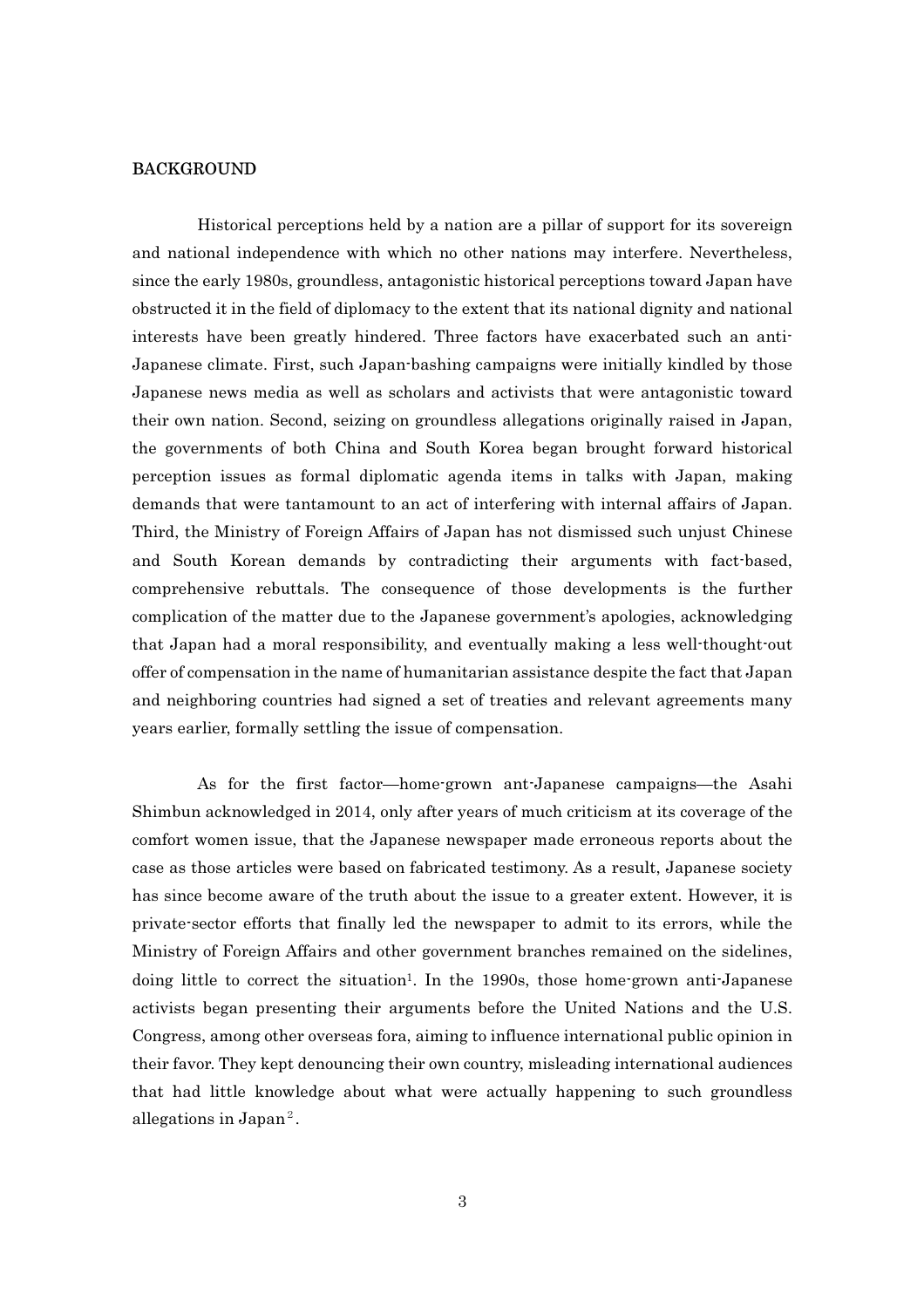## BACKGROUND

Historical perceptions held by a nation are a pillar of support for its sovereign and national independence with which no other nations may interfere. Nevertheless, since the early 1980s, groundless, antagonistic historical perceptions toward Japan have obstructed it in the field of diplomacy to the extent that its national dignity and national interests have been greatly hindered. Three factors have exacerbated such an anti-Japanese climate. First, such Japan-bashing campaigns were initially kindled by those Japanese news media as well as scholars and activists that were antagonistic toward their own nation. Second, seizing on groundless allegations originally raised in Japan, the governments of both China and South Korea began brought forward historical perception issues as formal diplomatic agenda items in talks with Japan, making demands that were tantamount to an act of interfering with internal affairs of Japan. Third, the Ministry of Foreign Affairs of Japan has not dismissed such unjust Chinese and South Korean demands by contradicting their arguments with fact-based, comprehensive rebuttals. The consequence of those developments is the further complication of the matter due to the Japanese government's apologies, acknowledging that Japan had a moral responsibility, and eventually making a less well-thought-out offer of compensation in the name of humanitarian assistance despite the fact that Japan and neighboring countries had signed a set of treaties and relevant agreements many years earlier, formally settling the issue of compensation.

As for the first factor—home-grown ant-Japanese campaigns—the Asahi Shimbun acknowledged in 2014, only after years of much criticism at its coverage of the comfort women issue, that the Japanese newspaper made erroneous reports about the case as those articles were based on fabricated testimony. As a result, Japanese society has since become aware of the truth about the issue to a greater extent. However, it is private-sector efforts that finally led the newspaper to admit to its errors, while the Ministry of Foreign Affairs and other government branches remained on the sidelines, doing little to correct the situation[1]. In the 1990s, those home-grown anti-Japanese activists began presenting their arguments before the United Nations and the U.S. Congress, among other overseas fora, aiming to influence international public opinion in their favor. They kept denouncing their own country, misleading international audiences that had little knowledge about what were actually happening to such groundless allegations in Japan[2].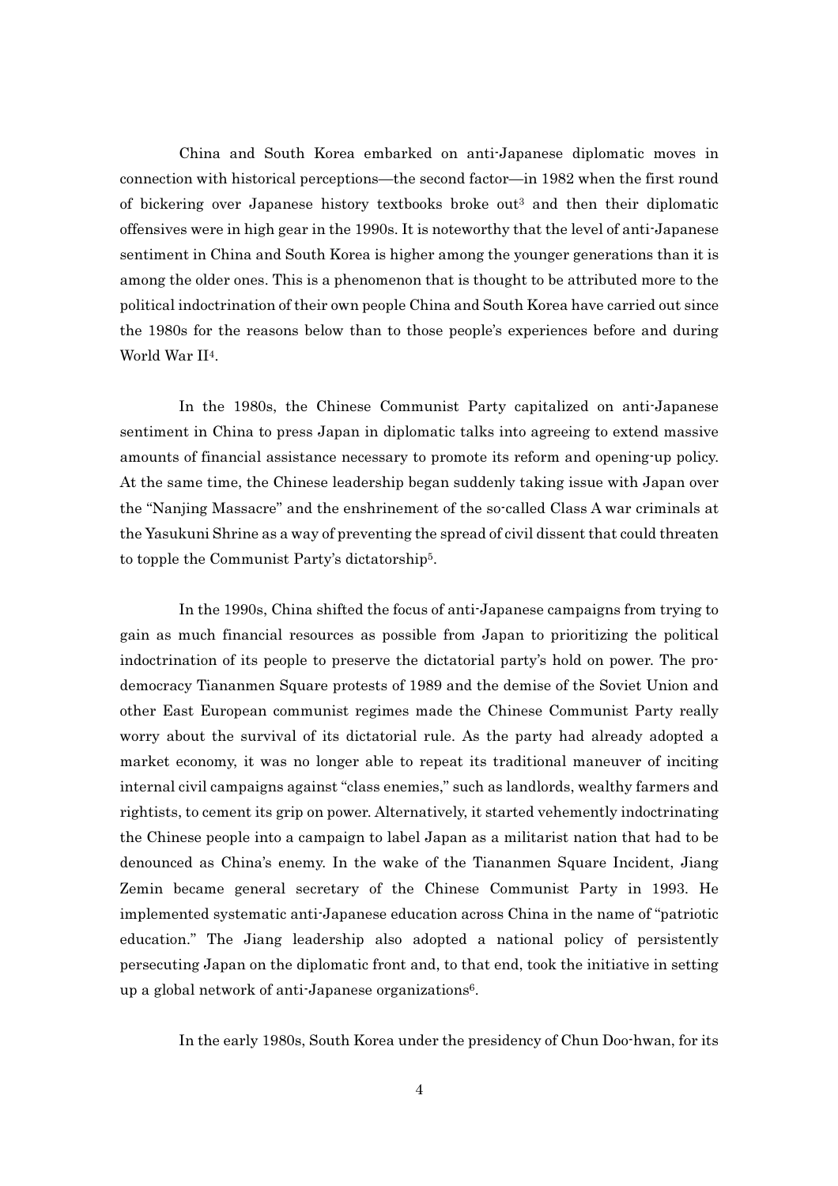China and South Korea embarked on anti-Japanese diplomatic moves in connection with historical perceptions—the second factor—in 1982 when the first round of bickering over Japanese history textbooks broke out[3] and then their diplomatic offensives were in high gear in the 1990s. It is noteworthy that the level of anti-Japanese sentiment in China and South Korea is higher among the younger generations than it is among the older ones. This is a phenomenon that is thought to be attributed more to the political indoctrination of their own people China and South Korea have carried out since the 1980s for the reasons below than to those people's experiences before and during World War II[4].

In the 1980s, the Chinese Communist Party capitalized on anti-Japanese sentiment in China to press Japan in diplomatic talks into agreeing to extend massive amounts of financial assistance necessary to promote its reform and opening-up policy. At the same time, the Chinese leadership began suddenly taking issue with Japan over the "Nanjing Massacre" and the enshrinement of the so-called Class A war criminals at the Yasukuni Shrine as a way of preventing the spread of civil dissent that could threaten to topple the Communist Party's dictatorship[5].

In the 1990s, China shifted the focus of anti-Japanese campaigns from trying to gain as much financial resources as possible from Japan to prioritizing the political indoctrination of its people to preserve the dictatorial party's hold on power. The pro-democracy Tiananmen Square protests of 1989 and the demise of the Soviet Union and other East European communist regimes made the Chinese Communist Party really worry about the survival of its dictatorial rule. As the party had already adopted a market economy, it was no longer able to repeat its traditional maneuver of inciting internal civil campaigns against "class enemies," such as landlords, wealthy farmers and rightists, to cement its grip on power. Alternatively, it started vehemently indoctrinating the Chinese people into a campaign to label Japan as a militarist nation that had to be denounced as China's enemy. In the wake of the Tiananmen Square Incident, Jiang Zemin became general secretary of the Chinese Communist Party in 1993. He implemented systematic anti-Japanese education across China in the name of "patriotic education." The Jiang leadership also adopted a national policy of persistently persecuting Japan on the diplomatic front and, to that end, took the initiative in setting up a global network of anti-Japanese organizations[6].

In the early 1980s, South Korea under the presidency of Chun Doo-hwan, for its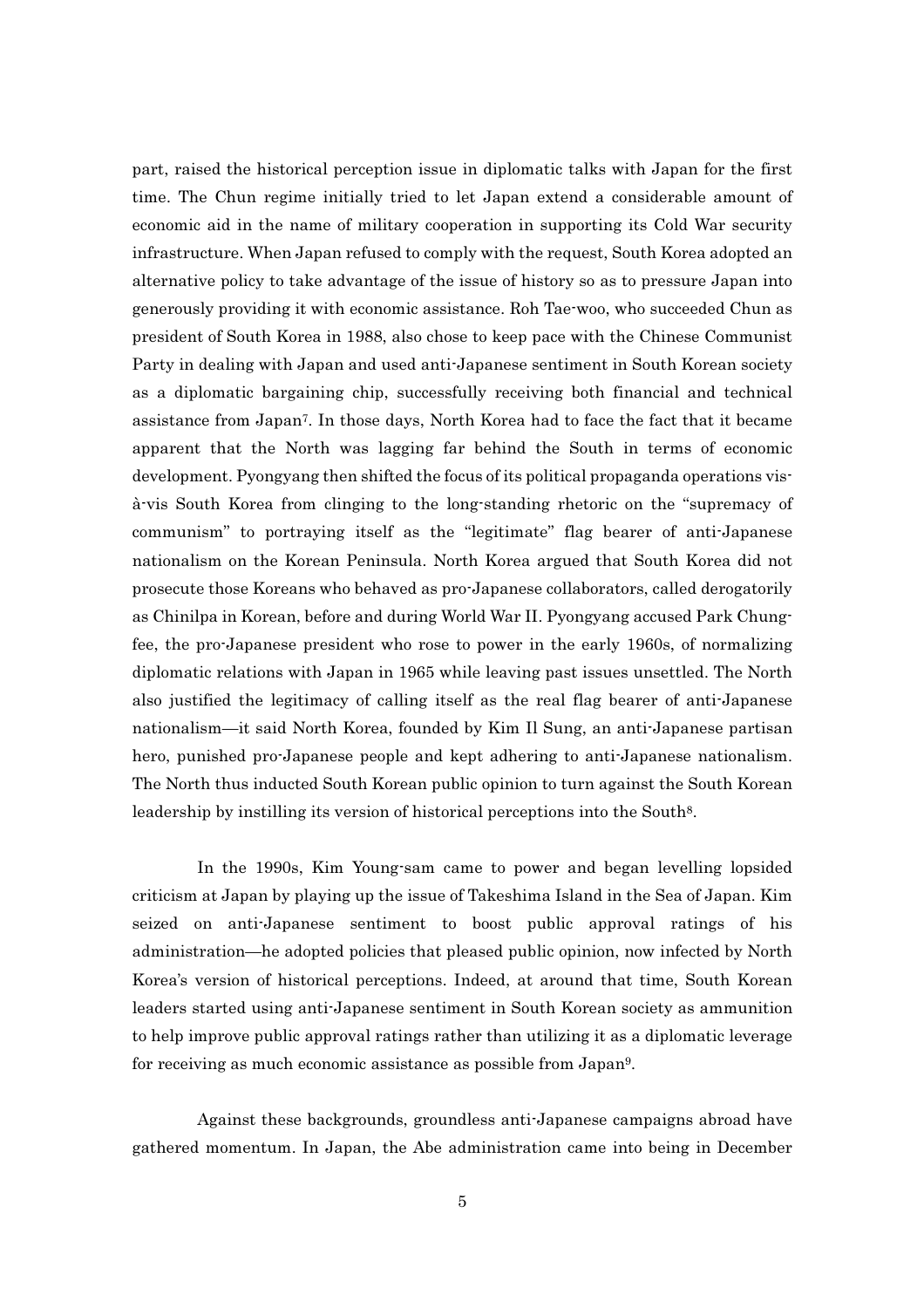part, raised the historical perception issue in diplomatic talks with Japan for the first time. The Chun regime initially tried to let Japan extend a considerable amount of economic aid in the name of military cooperation in supporting its Cold War security infrastructure. When Japan refused to comply with the request, South Korea adopted an alternative policy to take advantage of the issue of history so as to pressure Japan into generously providing it with economic assistance. Roh Tae-woo, who succeeded Chun as president of South Korea in 1988, also chose to keep pace with the Chinese Communist Party in dealing with Japan and used anti-Japanese sentiment in South Korean society as a diplomatic bargaining chip, successfully receiving both financial and technical assistance from Japan[7]. In those days, North Korea had to face the fact that it became apparent that the North was lagging far behind the South in terms of economic development. Pyongyang then shifted the focus of its political propaganda operations vis-à-vis South Korea from clinging to the long-standing rhetoric on the "supremacy of communism" to portraying itself as the "legitimate" flag bearer of anti-Japanese nationalism on the Korean Peninsula. North Korea argued that South Korea did not prosecute those Koreans who behaved as pro-Japanese collaborators, called derogatorily as Chinilpa in Korean, before and during World War II. Pyongyang accused Park Chung-fee, the pro-Japanese president who rose to power in the early 1960s, of normalizing diplomatic relations with Japan in 1965 while leaving past issues unsettled. The North also justified the legitimacy of calling itself as the real flag bearer of anti-Japanese nationalism—it said North Korea, founded by Kim Il Sung, an anti-Japanese partisan hero, punished pro-Japanese people and kept adhering to anti-Japanese nationalism. The North thus inducted South Korean public opinion to turn against the South Korean leadership by instilling its version of historical perceptions into the South[8].

In the 1990s, Kim Young-sam came to power and began levelling lopsided criticism at Japan by playing up the issue of Takeshima Island in the Sea of Japan. Kim seized on anti-Japanese sentiment to boost public approval ratings of his administration—he adopted policies that pleased public opinion, now infected by North Korea's version of historical perceptions. Indeed, at around that time, South Korean leaders started using anti-Japanese sentiment in South Korean society as ammunition to help improve public approval ratings rather than utilizing it as a diplomatic leverage for receiving as much economic assistance as possible from Japan[9].

Against these backgrounds, groundless anti-Japanese campaigns abroad have gathered momentum. In Japan, the Abe administration came into being in December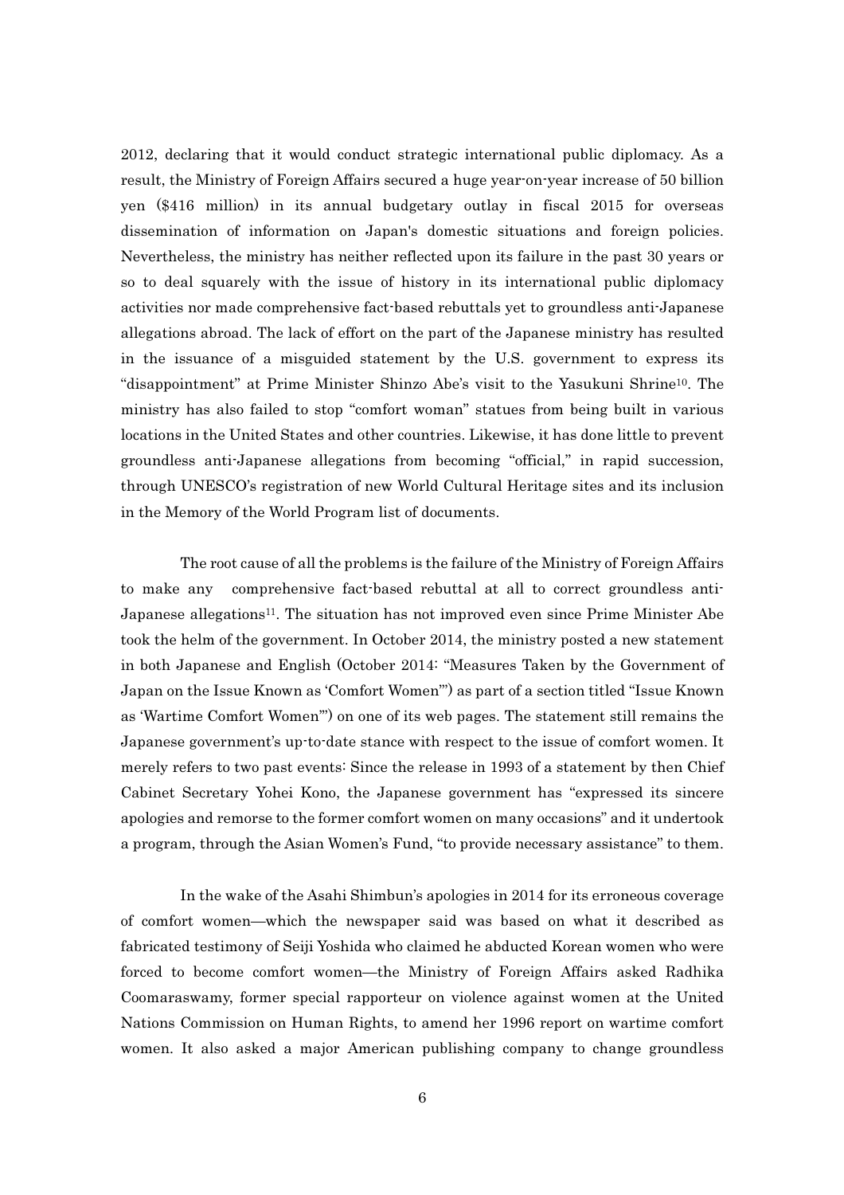2012, declaring that it would conduct strategic international public diplomacy. As a result, the Ministry of Foreign Affairs secured a huge year-on-year increase of 50 billion yen ($416 million) in its annual budgetary outlay in fiscal 2015 for overseas dissemination of information on Japan's domestic situations and foreign policies. Nevertheless, the ministry has neither reflected upon its failure in the past 30 years or so to deal squarely with the issue of history in its international public diplomacy activities nor made comprehensive fact-based rebuttals yet to groundless anti-Japanese allegations abroad. The lack of effort on the part of the Japanese ministry has resulted in the issuance of a misguided statement by the U.S. government to express its "disappointment" at Prime Minister Shinzo Abe's visit to the Yasukuni Shrine[10]. The ministry has also failed to stop "comfort woman" statues from being built in various locations in the United States and other countries. Likewise, it has done little to prevent groundless anti-Japanese allegations from becoming "official," in rapid succession, through UNESCO's registration of new World Cultural Heritage sites and its inclusion in the Memory of the World Program list of documents.

The root cause of all the problems is the failure of the Ministry of Foreign Affairs to make any comprehensive fact-based rebuttal at all to correct groundless anti-Japanese allegations[11]. The situation has not improved even since Prime Minister Abe took the helm of the government. In October 2014, the ministry posted a new statement in both Japanese and English (October 2014: "Measures Taken by the Government of Japan on the Issue Known as 'Comfort Women'") as part of a section titled "Issue Known as 'Wartime Comfort Women'") on one of its web pages. The statement still remains the Japanese government's up-to-date stance with respect to the issue of comfort women. It merely refers to two past events: Since the release in 1993 of a statement by then Chief Cabinet Secretary Yohei Kono, the Japanese government has "expressed its sincere apologies and remorse to the former comfort women on many occasions" and it undertook a program, through the Asian Women's Fund, "to provide necessary assistance" to them.

In the wake of the Asahi Shimbun's apologies in 2014 for its erroneous coverage of comfort women—which the newspaper said was based on what it described as fabricated testimony of Seiji Yoshida who claimed he abducted Korean women who were forced to become comfort women—the Ministry of Foreign Affairs asked Radhika Coomaraswamy, former special rapporteur on violence against women at the United Nations Commission on Human Rights, to amend her 1996 report on wartime comfort women. It also asked a major American publishing company to change groundless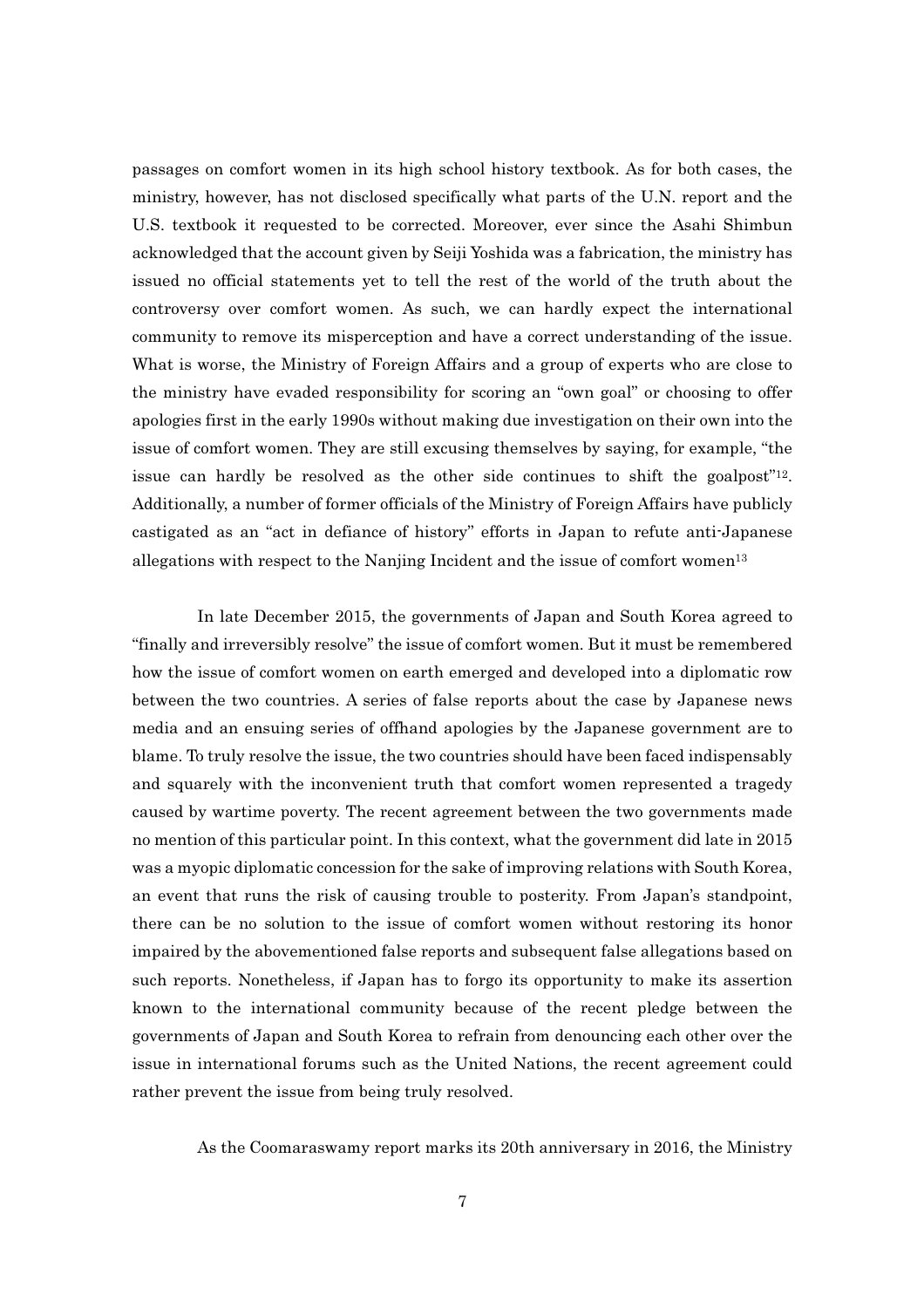passages on comfort women in its high school history textbook. As for both cases, the ministry, however, has not disclosed specifically what parts of the U.N. report and the U.S. textbook it requested to be corrected. Moreover, ever since the Asahi Shimbun acknowledged that the account given by Seiji Yoshida was a fabrication, the ministry has issued no official statements yet to tell the rest of the world of the truth about the controversy over comfort women. As such, we can hardly expect the international community to remove its misperception and have a correct understanding of the issue. What is worse, the Ministry of Foreign Affairs and a group of experts who are close to the ministry have evaded responsibility for scoring an "own goal" or choosing to offer apologies first in the early 1990s without making due investigation on their own into the issue of comfort women. They are still excusing themselves by saying, for example, "the issue can hardly be resolved as the other side continues to shift the goalpost"[12]. Additionally, a number of former officials of the Ministry of Foreign Affairs have publicly castigated as an "act in defiance of history" efforts in Japan to refute anti-Japanese allegations with respect to the Nanjing Incident and the issue of comfort women[13]

In late December 2015, the governments of Japan and South Korea agreed to "finally and irreversibly resolve" the issue of comfort women. But it must be remembered how the issue of comfort women on earth emerged and developed into a diplomatic row between the two countries. A series of false reports about the case by Japanese news media and an ensuing series of offhand apologies by the Japanese government are to blame. To truly resolve the issue, the two countries should have been faced indispensably and squarely with the inconvenient truth that comfort women represented a tragedy caused by wartime poverty. The recent agreement between the two governments made no mention of this particular point. In this context, what the government did late in 2015 was a myopic diplomatic concession for the sake of improving relations with South Korea, an event that runs the risk of causing trouble to posterity. From Japan's standpoint, there can be no solution to the issue of comfort women without restoring its honor impaired by the abovementioned false reports and subsequent false allegations based on such reports. Nonetheless, if Japan has to forgo its opportunity to make its assertion known to the international community because of the recent pledge between the governments of Japan and South Korea to refrain from denouncing each other over the issue in international forums such as the United Nations, the recent agreement could rather prevent the issue from being truly resolved.

As the Coomaraswamy report marks its 20th anniversary in 2016, the Ministry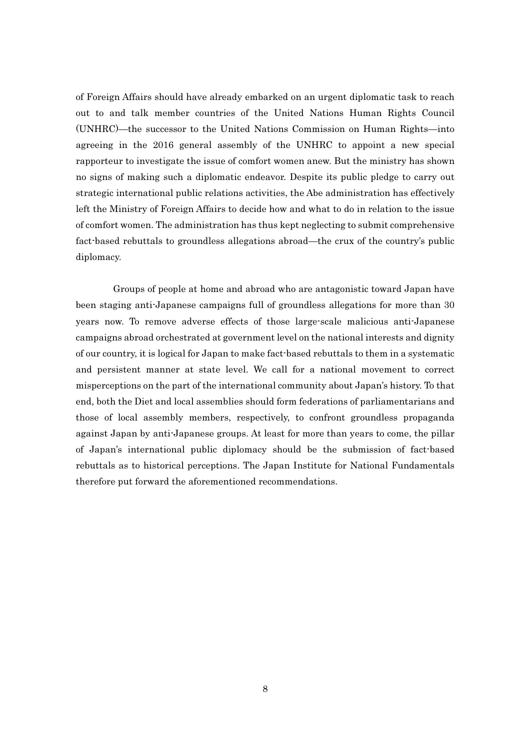of Foreign Affairs should have already embarked on an urgent diplomatic task to reach out to and talk member countries of the United Nations Human Rights Council (UNHRC)—the successor to the United Nations Commission on Human Rights—into agreeing in the 2016 general assembly of the UNHRC to appoint a new special rapporteur to investigate the issue of comfort women anew. But the ministry has shown no signs of making such a diplomatic endeavor. Despite its public pledge to carry out strategic international public relations activities, the Abe administration has effectively left the Ministry of Foreign Affairs to decide how and what to do in relation to the issue of comfort women. The administration has thus kept neglecting to submit comprehensive fact-based rebuttals to groundless allegations abroad—the crux of the country's public diplomacy.

Groups of people at home and abroad who are antagonistic toward Japan have been staging anti-Japanese campaigns full of groundless allegations for more than 30 years now. To remove adverse effects of those large-scale malicious anti-Japanese campaigns abroad orchestrated at government level on the national interests and dignity of our country, it is logical for Japan to make fact-based rebuttals to them in a systematic and persistent manner at state level. We call for a national movement to correct misperceptions on the part of the international community about Japan's history. To that end, both the Diet and local assemblies should form federations of parliamentarians and those of local assembly members, respectively, to confront groundless propaganda against Japan by anti-Japanese groups. At least for more than years to come, the pillar of Japan's international public diplomacy should be the submission of fact-based rebuttals as to historical perceptions. The Japan Institute for National Fundamentals therefore put forward the aforementioned recommendations.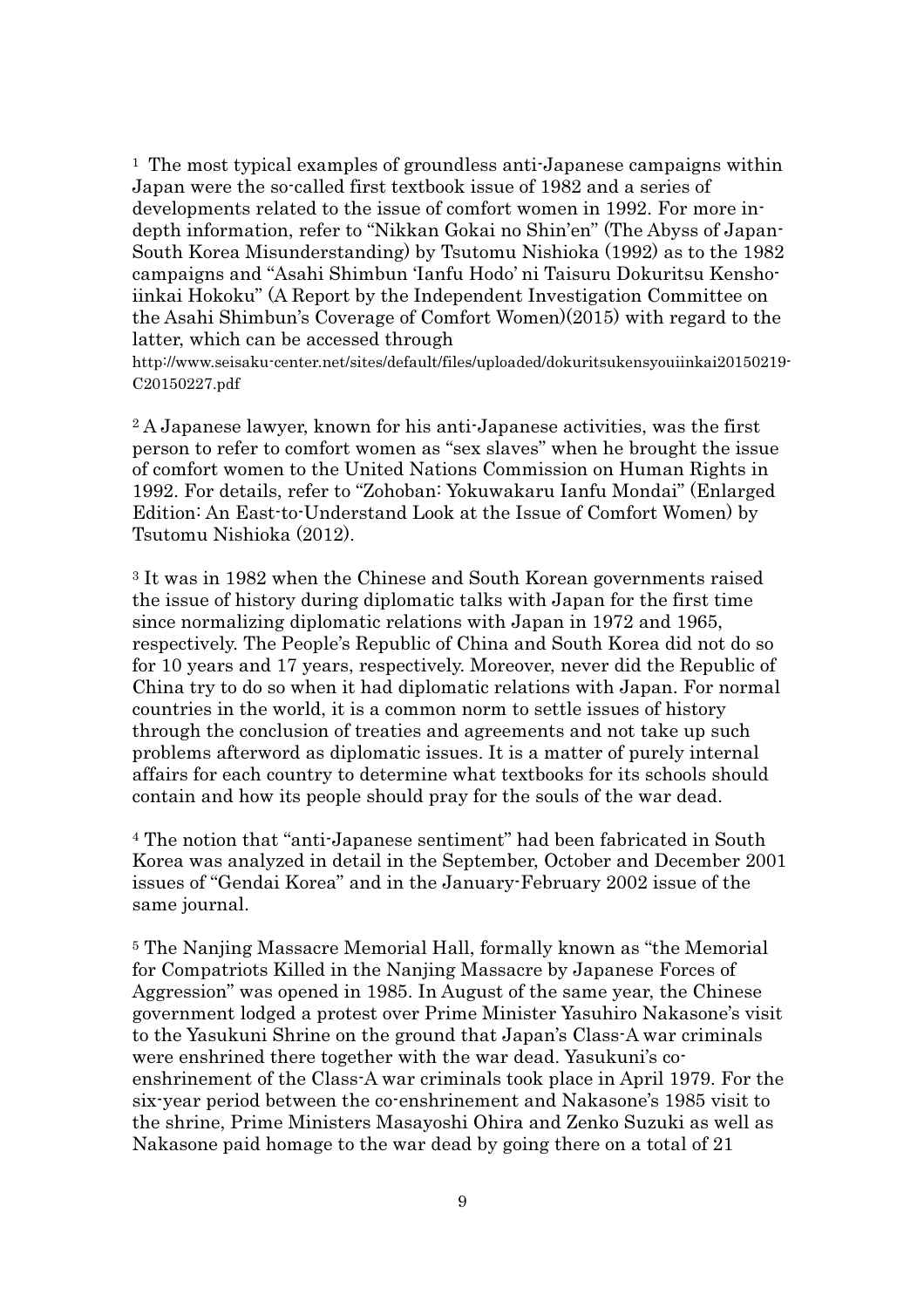[1] The most typical examples of groundless anti-Japanese campaigns within Japan were the so-called first textbook issue of 1982 and a series of developments related to the issue of comfort women in 1992. For more in-depth information, refer to "Nikkan Gokai no Shin'en" (The Abyss of Japan-South Korea Misunderstanding) by Tsutomu Nishioka (1992) as to the 1982 campaigns and "Asahi Shimbun 'Ianfu Hodo' ni Taisuru Dokuritsu Kensho-iinkai Hokoku" (A Report by the Independent Investigation Committee on the Asahi Shimbun's Coverage of Comfort Women)(2015) with regard to the latter, which can be accessed through http://www.seisaku-center.net/sites/default/files/uploaded/dokuritsukensyouiinkai20150219-C20150227.pdf

[2] A Japanese lawyer, known for his anti-Japanese activities, was the first person to refer to comfort women as "sex slaves" when he brought the issue of comfort women to the United Nations Commission on Human Rights in 1992. For details, refer to "Zohoban: Yokuwakaru Ianfu Mondai" (Enlarged Edition: An East-to-Understand Look at the Issue of Comfort Women) by Tsutomu Nishioka (2012).

[3] It was in 1982 when the Chinese and South Korean governments raised the issue of history during diplomatic talks with Japan for the first time since normalizing diplomatic relations with Japan in 1972 and 1965, respectively. The People's Republic of China and South Korea did not do so for 10 years and 17 years, respectively. Moreover, never did the Republic of China try to do so when it had diplomatic relations with Japan. For normal countries in the world, it is a common norm to settle issues of history through the conclusion of treaties and agreements and not take up such problems afterword as diplomatic issues. It is a matter of purely internal affairs for each country to determine what textbooks for its schools should contain and how its people should pray for the souls of the war dead.

[4] The notion that "anti-Japanese sentiment" had been fabricated in South Korea was analyzed in detail in the September, October and December 2001 issues of "Gendai Korea" and in the January-February 2002 issue of the same journal.

[5] The Nanjing Massacre Memorial Hall, formally known as "the Memorial for Compatriots Killed in the Nanjing Massacre by Japanese Forces of Aggression" was opened in 1985. In August of the same year, the Chinese government lodged a protest over Prime Minister Yasuhiro Nakasone's visit to the Yasukuni Shrine on the ground that Japan's Class-A war criminals were enshrined there together with the war dead. Yasukuni's co-enshrinement of the Class-A war criminals took place in April 1979. For the six-year period between the co-enshrinement and Nakasone's 1985 visit to the shrine, Prime Ministers Masayoshi Ohira and Zenko Suzuki as well as Nakasone paid homage to the war dead by going there on a total of 21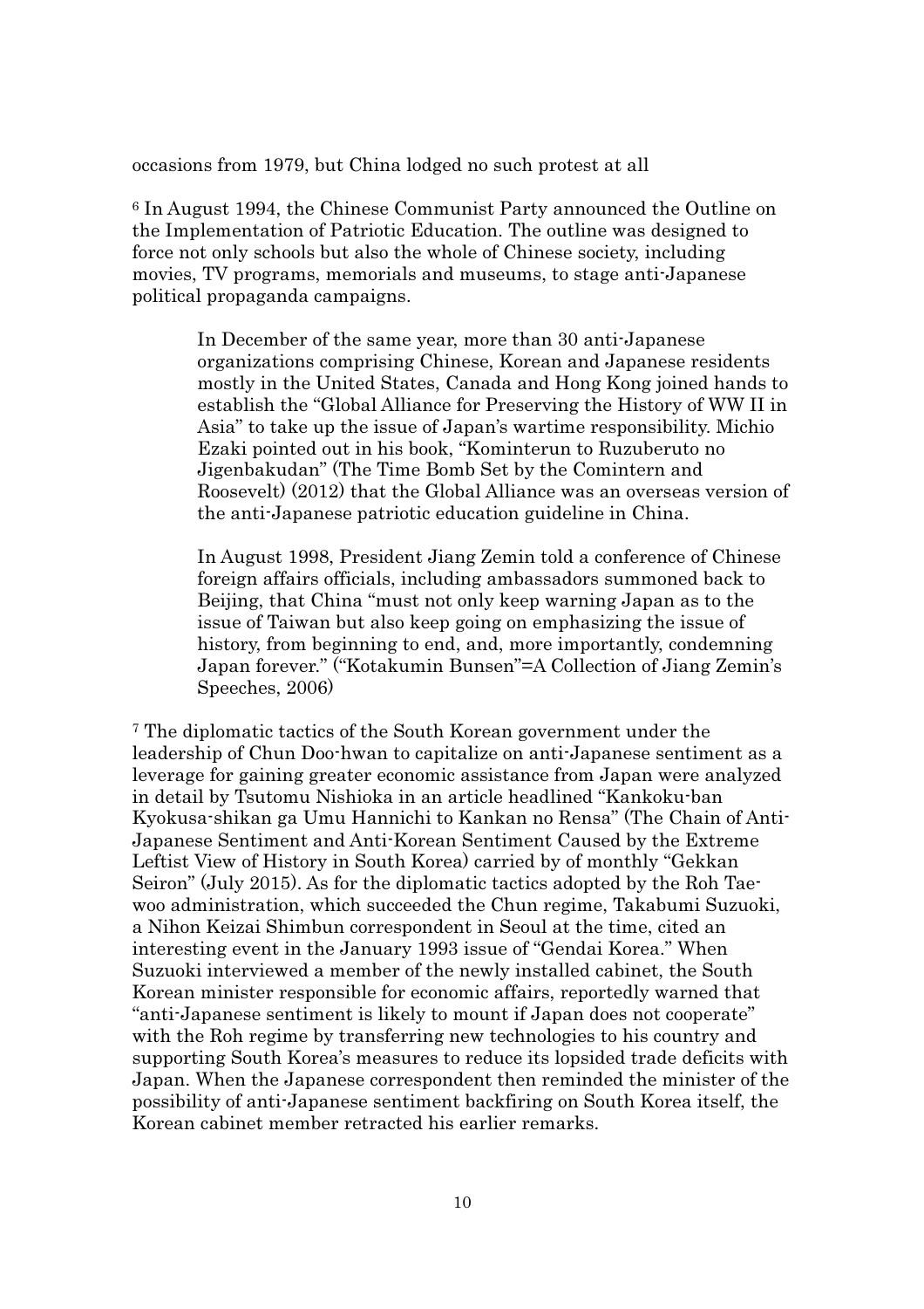occasions from 1979, but China lodged no such protest at all

[6] In August 1994, the Chinese Communist Party announced the Outline on the Implementation of Patriotic Education. The outline was designed to force not only schools but also the whole of Chinese society, including movies, TV programs, memorials and museums, to stage anti-Japanese political propaganda campaigns.

> In December of the same year, more than 30 anti-Japanese organizations comprising Chinese, Korean and Japanese residents mostly in the United States, Canada and Hong Kong joined hands to establish the "Global Alliance for Preserving the History of WW II in Asia" to take up the issue of Japan's wartime responsibility. Michio Ezaki pointed out in his book, "Kominterun to Ruzuberuto no Jigenbakudan" (The Time Bomb Set by the Comintern and Roosevelt) (2012) that the Global Alliance was an overseas version of the anti-Japanese patriotic education guideline in China.
>
> In August 1998, President Jiang Zemin told a conference of Chinese foreign affairs officials, including ambassadors summoned back to Beijing, that China "must not only keep warning Japan as to the issue of Taiwan but also keep going on emphasizing the issue of history, from beginning to end, and, more importantly, condemning Japan forever." ("Kotakumin Bunsen"=A Collection of Jiang Zemin's Speeches, 2006)

[7] The diplomatic tactics of the South Korean government under the leadership of Chun Doo-hwan to capitalize on anti-Japanese sentiment as a leverage for gaining greater economic assistance from Japan were analyzed in detail by Tsutomu Nishioka in an article headlined "Kankoku-ban Kyokusa-shikan ga Umu Hannichi to Kankan no Rensa" (The Chain of Anti-Japanese Sentiment and Anti-Korean Sentiment Caused by the Extreme Leftist View of History in South Korea) carried by of monthly "Gekkan Seiron" (July 2015). As for the diplomatic tactics adopted by the Roh Tae-woo administration, which succeeded the Chun regime, Takabumi Suzuoki, a Nihon Keizai Shimbun correspondent in Seoul at the time, cited an interesting event in the January 1993 issue of "Gendai Korea." When Suzuoki interviewed a member of the newly installed cabinet, the South Korean minister responsible for economic affairs, reportedly warned that "anti-Japanese sentiment is likely to mount if Japan does not cooperate" with the Roh regime by transferring new technologies to his country and supporting South Korea's measures to reduce its lopsided trade deficits with Japan. When the Japanese correspondent then reminded the minister of the possibility of anti-Japanese sentiment backfiring on South Korea itself, the Korean cabinet member retracted his earlier remarks.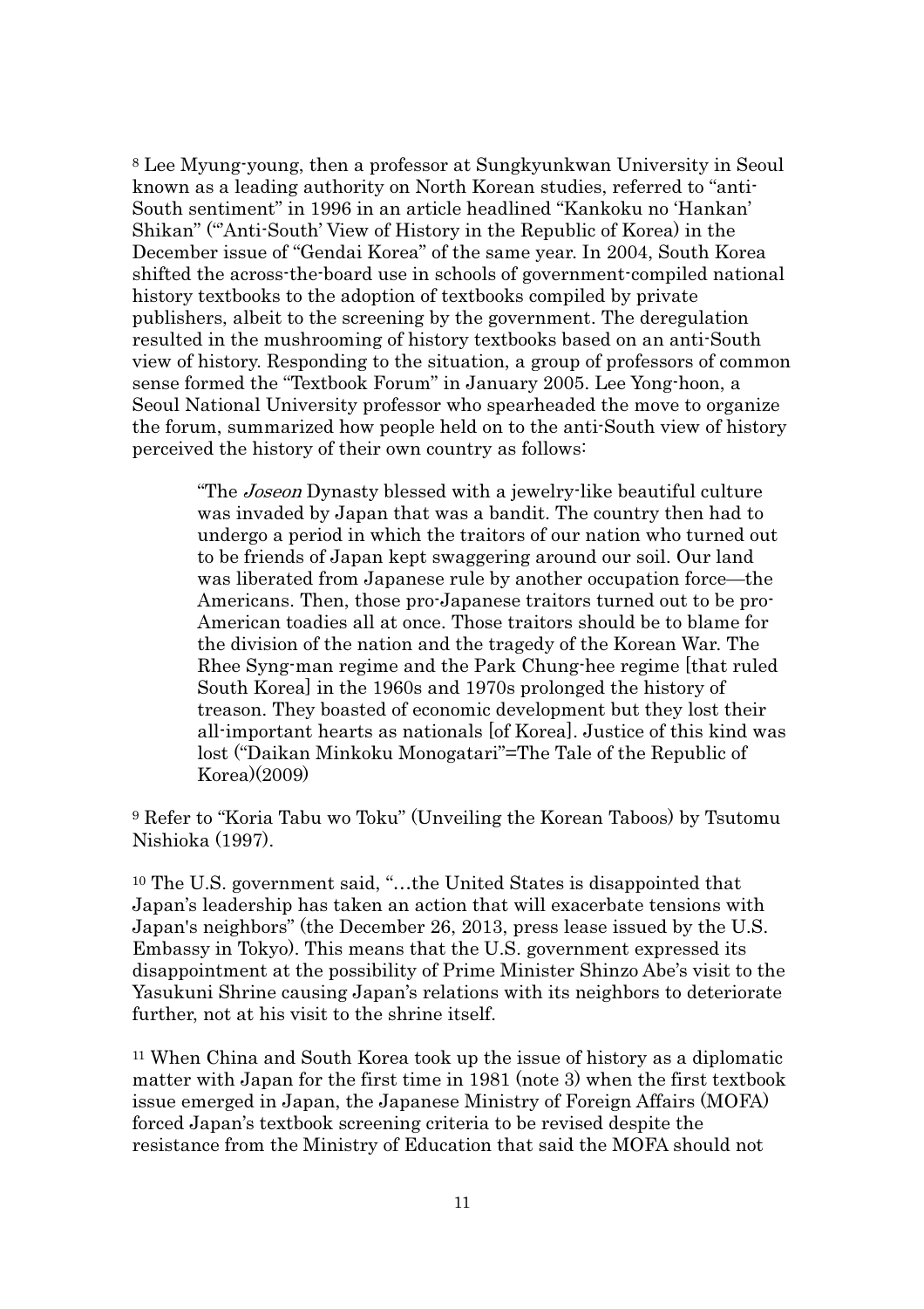[8] Lee Myung-young, then a professor at Sungkyunkwan University in Seoul known as a leading authority on North Korean studies, referred to "anti-South sentiment" in 1996 in an article headlined "Kankoku no 'Hankan' Shikan" ("'Anti-South' View of History in the Republic of Korea) in the December issue of "Gendai Korea" of the same year. In 2004, South Korea shifted the across-the-board use in schools of government-compiled national history textbooks to the adoption of textbooks compiled by private publishers, albeit to the screening by the government. The deregulation resulted in the mushrooming of history textbooks based on an anti-South view of history. Responding to the situation, a group of professors of common sense formed the "Textbook Forum" in January 2005. Lee Yong-hoon, a Seoul National University professor who spearheaded the move to organize the forum, summarized how people held on to the anti-South view of history perceived the history of their own country as follows:

> "The *Joseon* Dynasty blessed with a jewelry-like beautiful culture was invaded by Japan that was a bandit. The country then had to undergo a period in which the traitors of our nation who turned out to be friends of Japan kept swaggering around our soil. Our land was liberated from Japanese rule by another occupation force—the Americans. Then, those pro-Japanese traitors turned out to be pro-American toadies all at once. Those traitors should be to blame for the division of the nation and the tragedy of the Korean War. The Rhee Syng-man regime and the Park Chung-hee regime [that ruled South Korea] in the 1960s and 1970s prolonged the history of treason. They boasted of economic development but they lost their all-important hearts as nationals [of Korea]. Justice of this kind was lost ("Daikan Minkoku Monogatari"=The Tale of the Republic of Korea)(2009)

[9] Refer to "Koria Tabu wo Toku" (Unveiling the Korean Taboos) by Tsutomu Nishioka (1997).

[10] The U.S. government said, "…the United States is disappointed that Japan's leadership has taken an action that will exacerbate tensions with Japan's neighbors" (the December 26, 2013, press lease issued by the U.S. Embassy in Tokyo). This means that the U.S. government expressed its disappointment at the possibility of Prime Minister Shinzo Abe's visit to the Yasukuni Shrine causing Japan's relations with its neighbors to deteriorate further, not at his visit to the shrine itself.

[11] When China and South Korea took up the issue of history as a diplomatic matter with Japan for the first time in 1981 (note 3) when the first textbook issue emerged in Japan, the Japanese Ministry of Foreign Affairs (MOFA) forced Japan's textbook screening criteria to be revised despite the resistance from the Ministry of Education that said the MOFA should not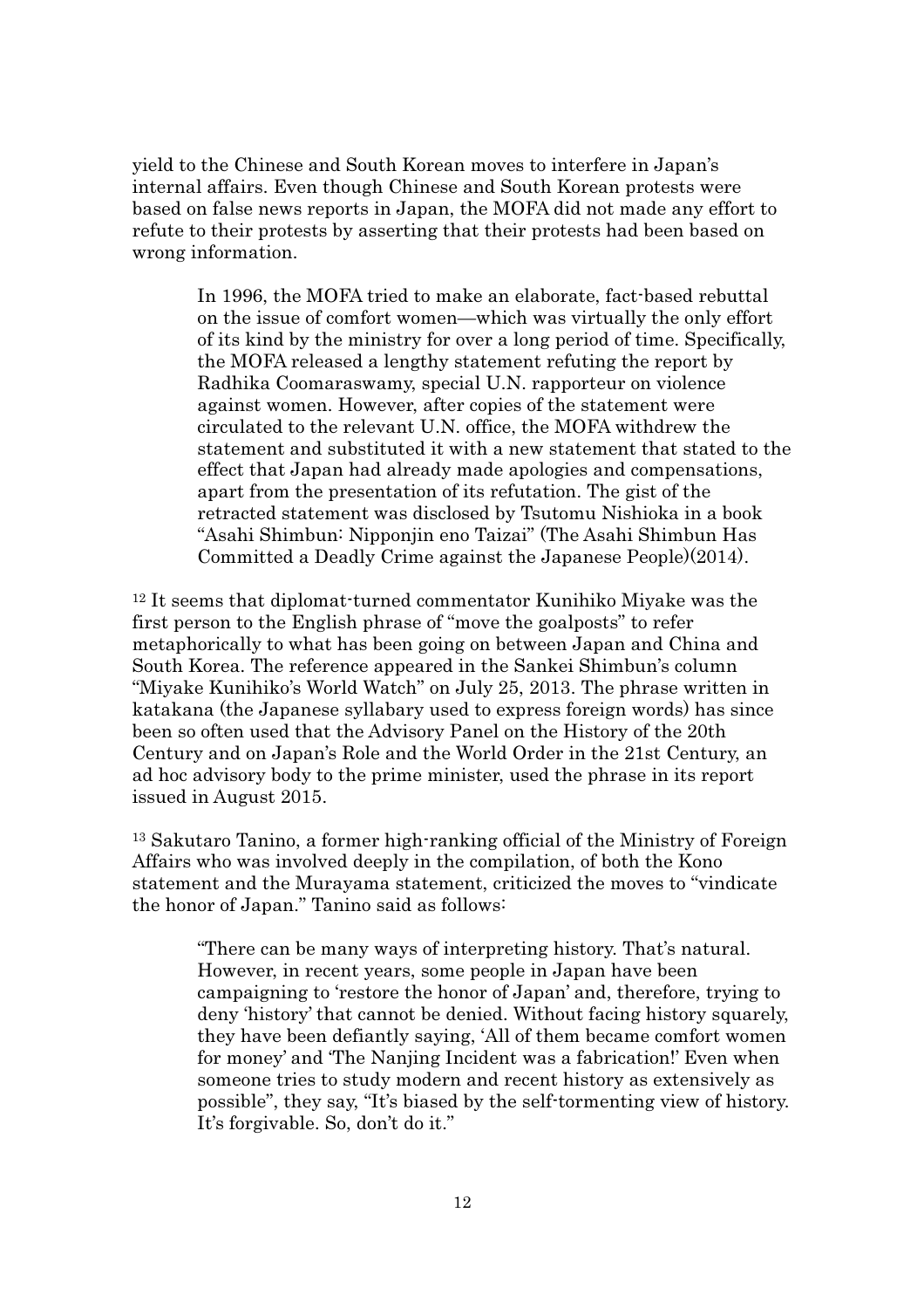yield to the Chinese and South Korean moves to interfere in Japan's internal affairs. Even though Chinese and South Korean protests were based on false news reports in Japan, the MOFA did not made any effort to refute to their protests by asserting that their protests had been based on wrong information.

> In 1996, the MOFA tried to make an elaborate, fact-based rebuttal on the issue of comfort women—which was virtually the only effort of its kind by the ministry for over a long period of time. Specifically, the MOFA released a lengthy statement refuting the report by Radhika Coomaraswamy, special U.N. rapporteur on violence against women. However, after copies of the statement were circulated to the relevant U.N. office, the MOFA withdrew the statement and substituted it with a new statement that stated to the effect that Japan had already made apologies and compensations, apart from the presentation of its refutation. The gist of the retracted statement was disclosed by Tsutomu Nishioka in a book "Asahi Shimbun: Nipponjin eno Taizai" (The Asahi Shimbun Has Committed a Deadly Crime against the Japanese People)(2014).

[12] It seems that diplomat-turned commentator Kunihiko Miyake was the first person to the English phrase of "move the goalposts" to refer metaphorically to what has been going on between Japan and China and South Korea. The reference appeared in the Sankei Shimbun's column "Miyake Kunihiko's World Watch" on July 25, 2013. The phrase written in katakana (the Japanese syllabary used to express foreign words) has since been so often used that the Advisory Panel on the History of the 20th Century and on Japan's Role and the World Order in the 21st Century, an ad hoc advisory body to the prime minister, used the phrase in its report issued in August 2015.

[13] Sakutaro Tanino, a former high-ranking official of the Ministry of Foreign Affairs who was involved deeply in the compilation, of both the Kono statement and the Murayama statement, criticized the moves to "vindicate the honor of Japan." Tanino said as follows:

> "There can be many ways of interpreting history. That's natural. However, in recent years, some people in Japan have been campaigning to 'restore the honor of Japan' and, therefore, trying to deny 'history' that cannot be denied. Without facing history squarely, they have been defiantly saying, 'All of them became comfort women for money' and 'The Nanjing Incident was a fabrication!' Even when someone tries to study modern and recent history as extensively as possible", they say, "It's biased by the self-tormenting view of history. It's forgivable. So, don't do it."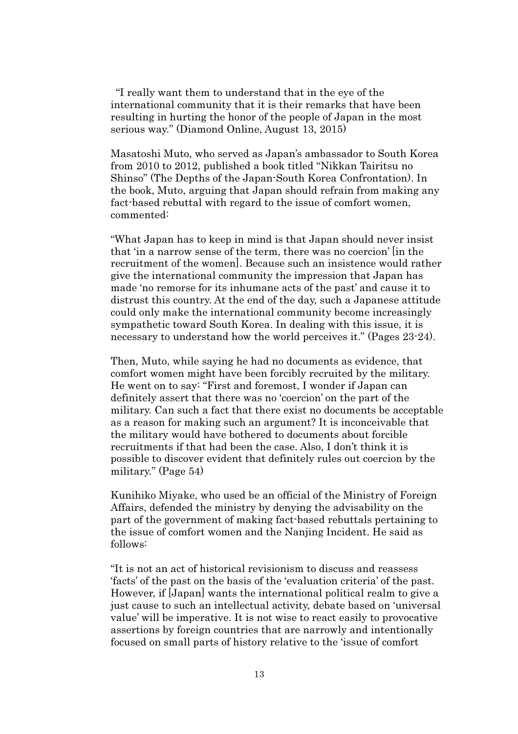"I really want them to understand that in the eye of the international community that it is their remarks that have been resulting in hurting the honor of the people of Japan in the most serious way." (Diamond Online, August 13, 2015)

Masatoshi Muto, who served as Japan's ambassador to South Korea from 2010 to 2012, published a book titled "Nikkan Tairitsu no Shinso" (The Depths of the Japan-South Korea Confrontation). In the book, Muto, arguing that Japan should refrain from making any fact-based rebuttal with regard to the issue of comfort women, commented:

"What Japan has to keep in mind is that Japan should never insist that 'in a narrow sense of the term, there was no coercion' [in the recruitment of the women]. Because such an insistence would rather give the international community the impression that Japan has made 'no remorse for its inhumane acts of the past' and cause it to distrust this country. At the end of the day, such a Japanese attitude could only make the international community become increasingly sympathetic toward South Korea. In dealing with this issue, it is necessary to understand how the world perceives it." (Pages 23-24).

Then, Muto, while saying he had no documents as evidence, that comfort women might have been forcibly recruited by the military. He went on to say: "First and foremost, I wonder if Japan can definitely assert that there was no 'coercion' on the part of the military. Can such a fact that there exist no documents be acceptable as a reason for making such an argument? It is inconceivable that the military would have bothered to documents about forcible recruitments if that had been the case. Also, I don't think it is possible to discover evident that definitely rules out coercion by the military." (Page 54)

Kunihiko Miyake, who used be an official of the Ministry of Foreign Affairs, defended the ministry by denying the advisability on the part of the government of making fact-based rebuttals pertaining to the issue of comfort women and the Nanjing Incident. He said as follows:

"It is not an act of historical revisionism to discuss and reassess 'facts' of the past on the basis of the 'evaluation criteria' of the past. However, if [Japan] wants the international political realm to give a just cause to such an intellectual activity, debate based on 'universal value' will be imperative. It is not wise to react easily to provocative assertions by foreign countries that are narrowly and intentionally focused on small parts of history relative to the 'issue of comfort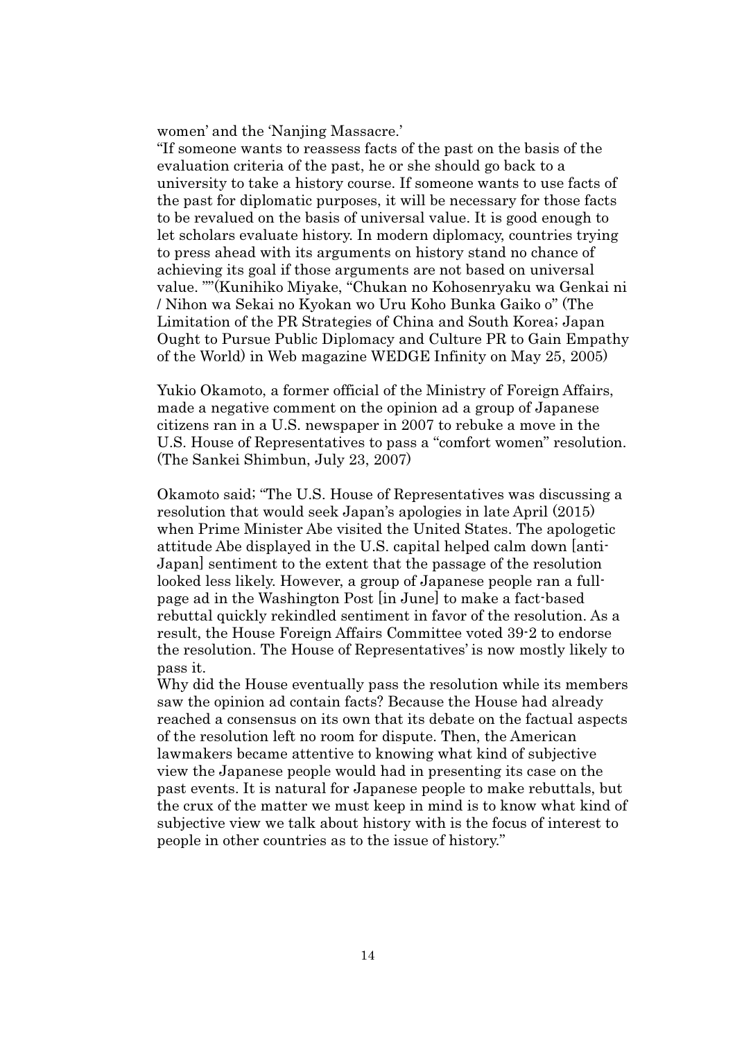women' and the 'Nanjing Massacre.'

"If someone wants to reassess facts of the past on the basis of the evaluation criteria of the past, he or she should go back to a university to take a history course. If someone wants to use facts of the past for diplomatic purposes, it will be necessary for those facts to be revalued on the basis of universal value. It is good enough to let scholars evaluate history. In modern diplomacy, countries trying to press ahead with its arguments on history stand no chance of achieving its goal if those arguments are not based on universal value. ""(Kunihiko Miyake, "Chukan no Kohosenryaku wa Genkai ni / Nihon wa Sekai no Kyokan wo Uru Koho Bunka Gaiko o" (The Limitation of the PR Strategies of China and South Korea; Japan Ought to Pursue Public Diplomacy and Culture PR to Gain Empathy of the World) in Web magazine WEDGE Infinity on May 25, 2005)

Yukio Okamoto, a former official of the Ministry of Foreign Affairs, made a negative comment on the opinion ad a group of Japanese citizens ran in a U.S. newspaper in 2007 to rebuke a move in the U.S. House of Representatives to pass a "comfort women" resolution. (The Sankei Shimbun, July 23, 2007)

Okamoto said; "The U.S. House of Representatives was discussing a resolution that would seek Japan's apologies in late April (2015) when Prime Minister Abe visited the United States. The apologetic attitude Abe displayed in the U.S. capital helped calm down [anti-Japan] sentiment to the extent that the passage of the resolution looked less likely. However, a group of Japanese people ran a full-page ad in the Washington Post [in June] to make a fact-based rebuttal quickly rekindled sentiment in favor of the resolution. As a result, the House Foreign Affairs Committee voted 39-2 to endorse the resolution. The House of Representatives' is now mostly likely to pass it.

Why did the House eventually pass the resolution while its members saw the opinion ad contain facts? Because the House had already reached a consensus on its own that its debate on the factual aspects of the resolution left no room for dispute. Then, the American lawmakers became attentive to knowing what kind of subjective view the Japanese people would had in presenting its case on the past events. It is natural for Japanese people to make rebuttals, but the crux of the matter we must keep in mind is to know what kind of subjective view we talk about history with is the focus of interest to people in other countries as to the issue of history."